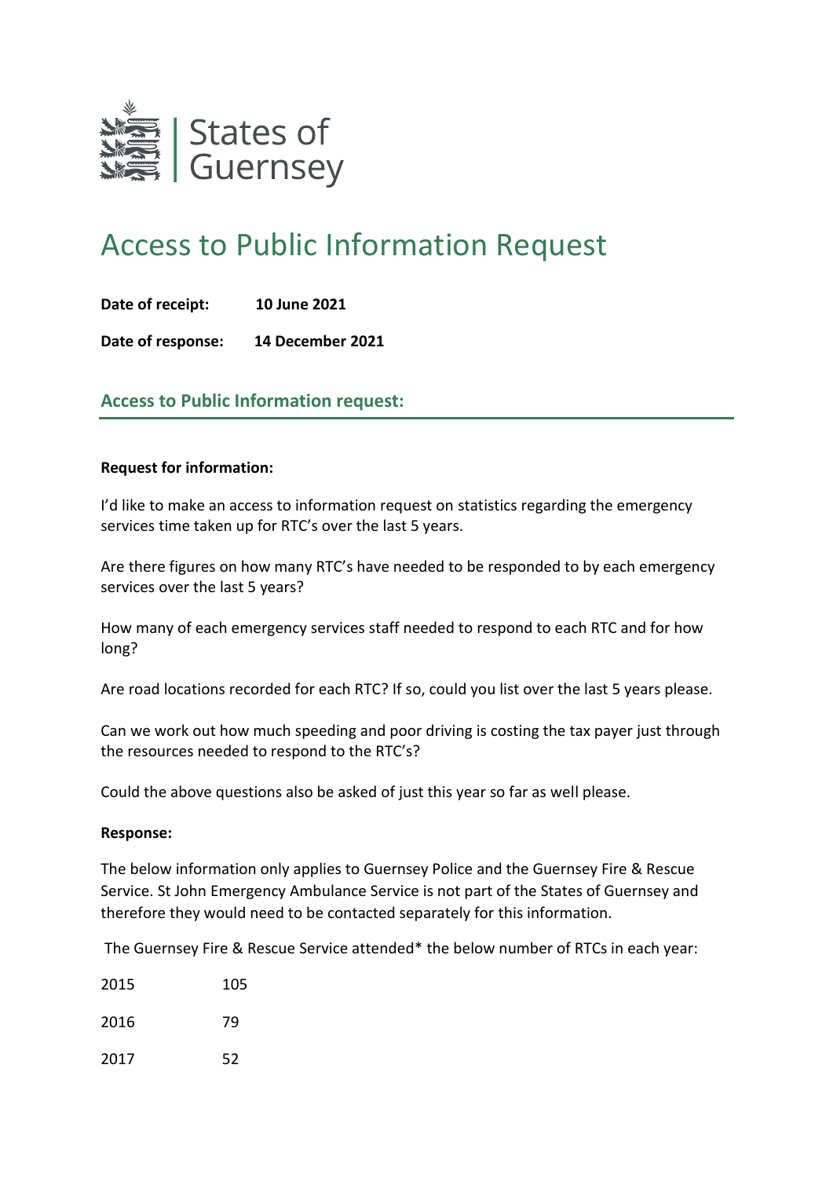States of Guernsey

# Access to Public Information Request

**Date of receipt:** **10 June 2021**

**Date of response:** **14 December 2021**

## Access to Public Information request:

**Request for information:**

I'd like to make an access to information request on statistics regarding the emergency services time taken up for RTC's over the last 5 years.

Are there figures on how many RTC's have needed to be responded to by each emergency services over the last 5 years?

How many of each emergency services staff needed to respond to each RTC and for how long?

Are road locations recorded for each RTC? If so, could you list over the last 5 years please.

Can we work out how much speeding and poor driving is costing the tax payer just through the resources needed to respond to the RTC's?

Could the above questions also be asked of just this year so far as well please.

**Response:**

The below information only applies to Guernsey Police and the Guernsey Fire & Rescue Service. St John Emergency Ambulance Service is not part of the States of Guernsey and therefore they would need to be contacted separately for this information.

The Guernsey Fire & Rescue Service attended* the below number of RTCs in each year:

| | |
|---|---|
| 2015 | 105 |
| 2016 | 79 |
| 2017 | 52 |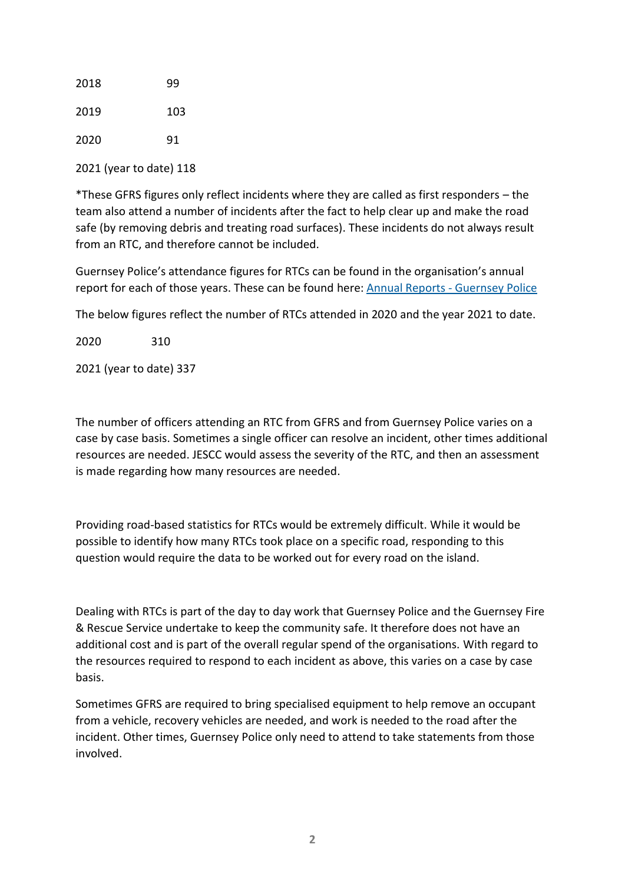2018 99

2019 103

2020 91

2021 (year to date) 118

*These GFRS figures only reflect incidents where they are called as first responders – the team also attend a number of incidents after the fact to help clear up and make the road safe (by removing debris and treating road surfaces). These incidents do not always result from an RTC, and therefore cannot be included.

Guernsey Police's attendance figures for RTCs can be found in the organisation's annual report for each of those years. These can be found here: [Annual Reports - Guernsey Police]

The below figures reflect the number of RTCs attended in 2020 and the year 2021 to date.

2020 310

2021 (year to date) 337

The number of officers attending an RTC from GFRS and from Guernsey Police varies on a case by case basis. Sometimes a single officer can resolve an incident, other times additional resources are needed. JESCC would assess the severity of the RTC, and then an assessment is made regarding how many resources are needed.

Providing road-based statistics for RTCs would be extremely difficult. While it would be possible to identify how many RTCs took place on a specific road, responding to this question would require the data to be worked out for every road on the island.

Dealing with RTCs is part of the day to day work that Guernsey Police and the Guernsey Fire & Rescue Service undertake to keep the community safe. It therefore does not have an additional cost and is part of the overall regular spend of the organisations. With regard to the resources required to respond to each incident as above, this varies on a case by case basis.

Sometimes GFRS are required to bring specialised equipment to help remove an occupant from a vehicle, recovery vehicles are needed, and work is needed to the road after the incident. Other times, Guernsey Police only need to attend to take statements from those involved.